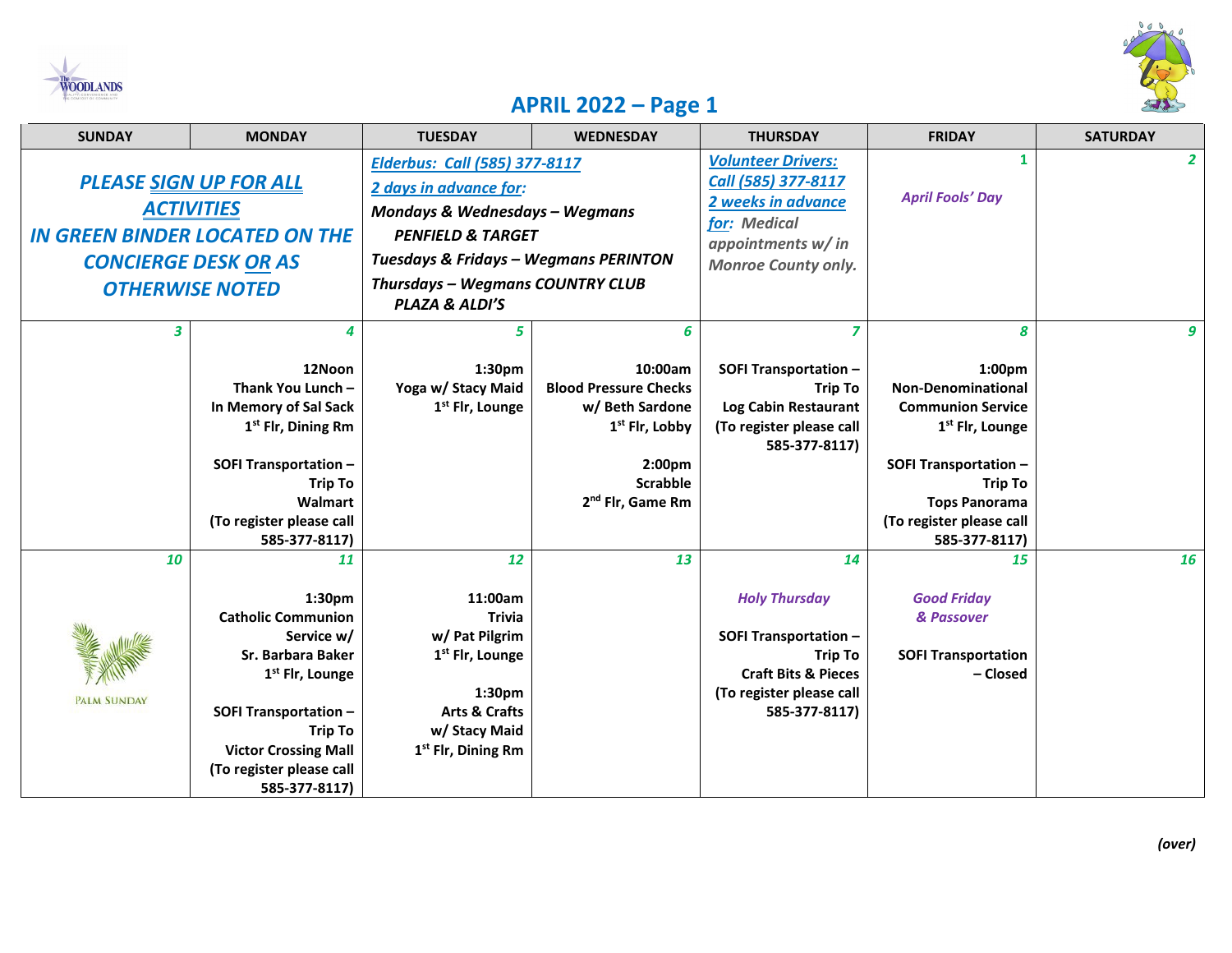# APRIL 2022 – Page 1

| SUNDAY | MONDAY | TUESDAY | WEDNESDAY | THURSDAY | FRIDAY | SATURDAY |
|---|---|---|---|---|---|---|
| ***PLEASE SIGN UP FOR ALL ACTIVITIES IN GREEN BINDER LOCATED ON THE CONCIERGE DESK OR AS OTHERWISE NOTED*** | | ***Elderbus: Call (585) 377-8117*** ***2 days in advance for:*** ***Mondays & Wednesdays – Wegmans PENFIELD & TARGET*** ***Tuesdays & Fridays – Wegmans PERINTON*** ***Thursdays – Wegmans COUNTRY CLUB PLAZA & ALDI'S*** | | ***Volunteer Drivers: Call (585) 377-8117 2 weeks in advance for:*** *Medical appointments w/ in Monroe County only.* | **1** *April Fools' Day* | **2** |
| **3** | **4** 12Noon Thank You Lunch – In Memory of Sal Sack 1st Flr, Dining Rm<br><br>SOFI Transportation – Trip To Walmart (To register please call 585-377-8117) | **5** 1:30pm Yoga w/ Stacy Maid 1st Flr, Lounge | **6** 10:00am Blood Pressure Checks w/ Beth Sardone 1st Flr, Lobby<br><br>2:00pm Scrabble 2nd Flr, Game Rm | **7** SOFI Transportation – Trip To Log Cabin Restaurant (To register please call 585-377-8117) | **8** 1:00pm Non-Denominational Communion Service 1st Flr, Lounge<br><br>SOFI Transportation – Trip To Tops Panorama (To register please call 585-377-8117) | **9** |
| **10** Palm Sunday | **11** 1:30pm Catholic Communion Service w/ Sr. Barbara Baker 1st Flr, Lounge<br><br>SOFI Transportation – Trip To Victor Crossing Mall (To register please call 585-377-8117) | **12** 11:00am Trivia w/ Pat Pilgrim 1st Flr, Lounge<br><br>1:30pm Arts & Crafts w/ Stacy Maid 1st Flr, Dining Rm | **13** | **14** *Holy Thursday*<br><br>SOFI Transportation – Trip To Craft Bits & Pieces (To register please call 585-377-8117) | **15** *Good Friday & Passover*<br><br>SOFI Transportation – Closed | **16** |

*(over)*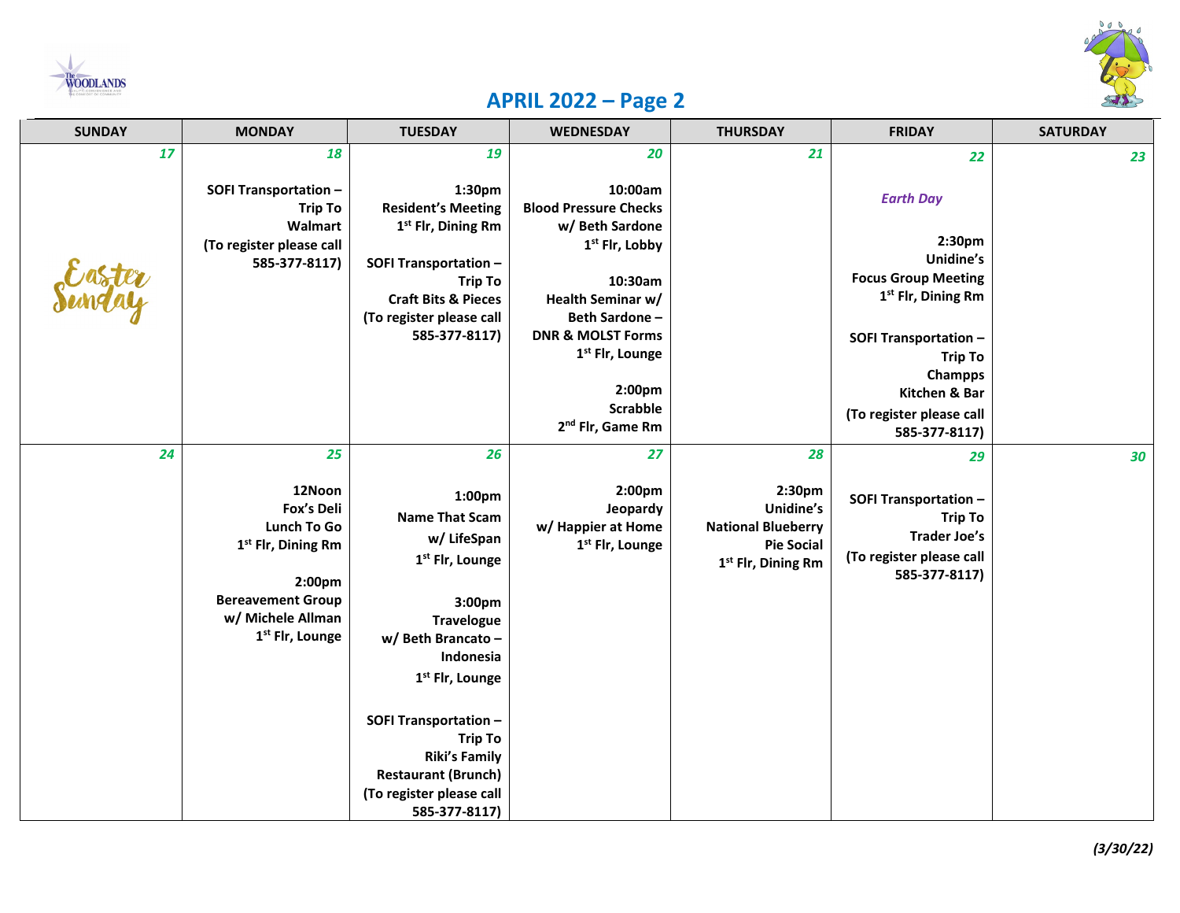## APRIL 2022 – Page 2

| SUNDAY | MONDAY | TUESDAY | WEDNESDAY | THURSDAY | FRIDAY | SATURDAY |
|---|---|---|---|---|---|---|
| 17<br><br>Easter Sunday | 18<br><br>**SOFI Transportation – Trip To Walmart (To register please call 585-377-8117)** | 19<br><br>**1:30pm Resident's Meeting 1st Flr, Dining Rm**<br><br>**SOFI Transportation – Trip To Craft Bits & Pieces (To register please call 585-377-8117)** | 20<br><br>**10:00am Blood Pressure Checks w/ Beth Sardone 1st Flr, Lobby**<br><br>**10:30am Health Seminar w/ Beth Sardone – DNR & MOLST Forms 1st Flr, Lounge**<br><br>**2:00pm Scrabble 2nd Flr, Game Rm** | 21 | 22<br><br>*Earth Day*<br><br>**2:30pm Unidine's Focus Group Meeting 1st Flr, Dining Rm**<br><br>**SOFI Transportation – Trip To Champps Kitchen & Bar (To register please call 585-377-8117)** | 23 |
| 24 | 25<br><br>**12Noon Fox's Deli Lunch To Go 1st Flr, Dining Rm**<br><br>**2:00pm Bereavement Group w/ Michele Allman 1st Flr, Lounge** | 26<br><br>**1:00pm Name That Scam w/ LifeSpan 1st Flr, Lounge**<br><br>**3:00pm Travelogue w/ Beth Brancato – Indonesia 1st Flr, Lounge**<br><br>**SOFI Transportation – Trip To Riki's Family Restaurant (Brunch) (To register please call 585-377-8117)** | 27<br><br>**2:00pm Jeopardy w/ Happier at Home 1st Flr, Lounge** | 28<br><br>**2:30pm Unidine's National Blueberry Pie Social 1st Flr, Dining Rm** | 29<br><br>**SOFI Transportation – Trip To Trader Joe's (To register please call 585-377-8117)** | 30 |

*(3/30/22)*